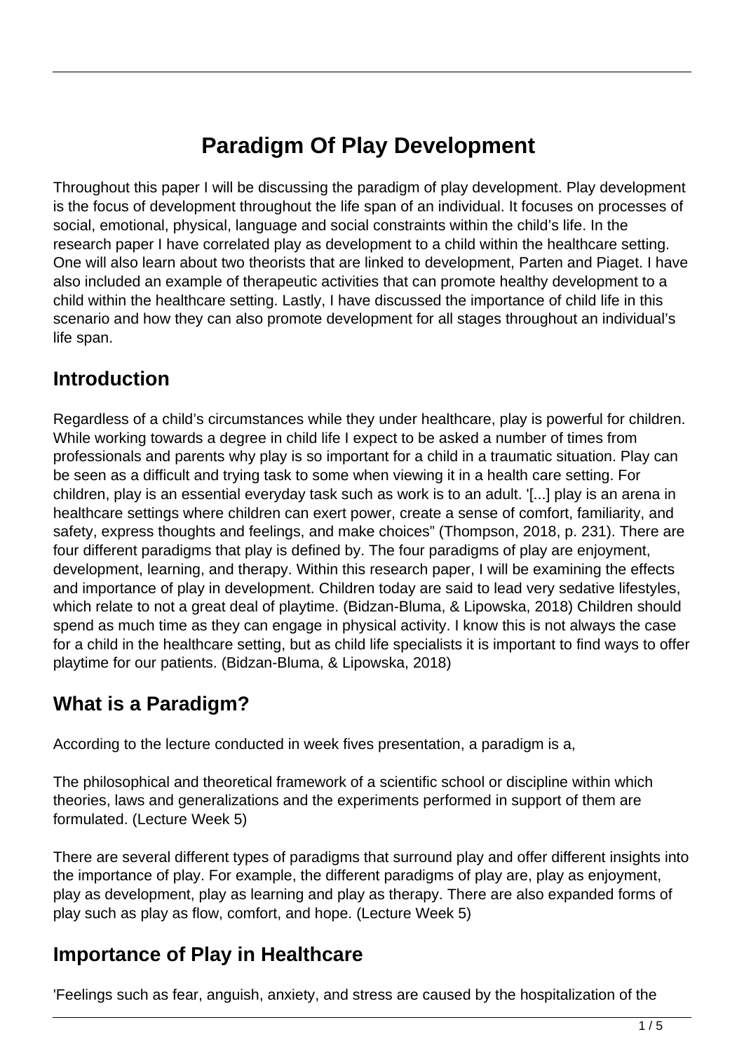# Paradigm Of Play Development

Throughout this paper I will be discussing the paradigm of play development. Play development is the focus of development throughout the life span of an individual. It focuses on processes of social, emotional, physical, language and social constraints within the child's life. In the research paper I have correlated play as development to a child within the healthcare setting. One will also learn about two theorists that are linked to development, Parten and Piaget. I have also included an example of therapeutic activities that can promote healthy development to a child within the healthcare setting. Lastly, I have discussed the importance of child life in this scenario and how they can also promote development for all stages throughout an individual's life span.

## Introduction

Regardless of a child's circumstances while they under healthcare, play is powerful for children. While working towards a degree in child life I expect to be asked a number of times from professionals and parents why play is so important for a child in a traumatic situation. Play can be seen as a difficult and trying task to some when viewing it in a health care setting. For children, play is an essential everyday task such as work is to an adult. '[...] play is an arena in healthcare settings where children can exert power, create a sense of comfort, familiarity, and safety, express thoughts and feelings, and make choices" (Thompson, 2018, p. 231). There are four different paradigms that play is defined by. The four paradigms of play are enjoyment, development, learning, and therapy. Within this research paper, I will be examining the effects and importance of play in development. Children today are said to lead very sedative lifestyles, which relate to not a great deal of playtime. (Bidzan-Bluma, & Lipowska, 2018) Children should spend as much time as they can engage in physical activity. I know this is not always the case for a child in the healthcare setting, but as child life specialists it is important to find ways to offer playtime for our patients. (Bidzan-Bluma, & Lipowska, 2018)

## What is a Paradigm?

According to the lecture conducted in week fives presentation, a paradigm is a,

The philosophical and theoretical framework of a scientific school or discipline within which theories, laws and generalizations and the experiments performed in support of them are formulated. (Lecture Week 5)

There are several different types of paradigms that surround play and offer different insights into the importance of play. For example, the different paradigms of play are, play as enjoyment, play as development, play as learning and play as therapy. There are also expanded forms of play such as play as flow, comfort, and hope. (Lecture Week 5)

## Importance of Play in Healthcare

'Feelings such as fear, anguish, anxiety, and stress are caused by the hospitalization of the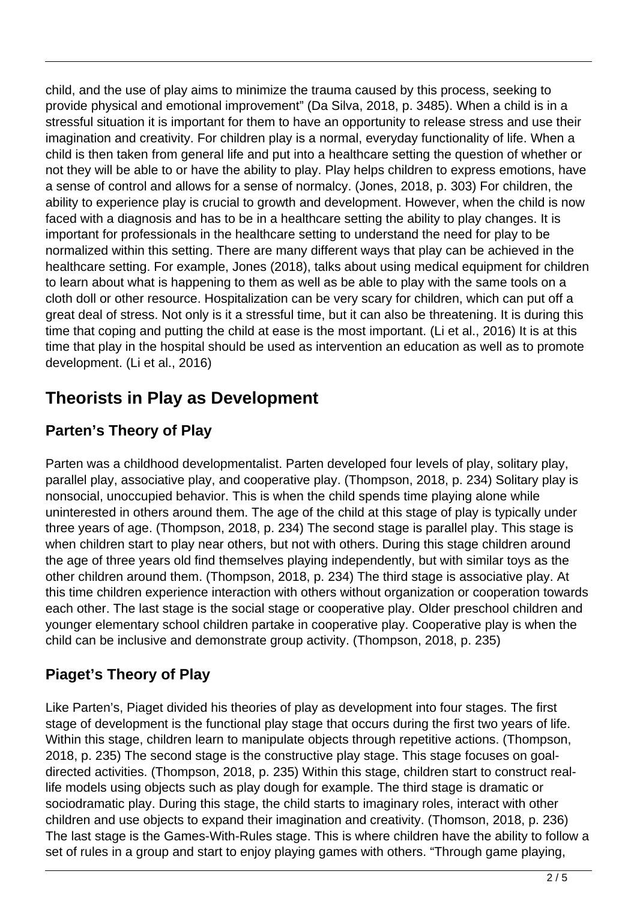child, and the use of play aims to minimize the trauma caused by this process, seeking to provide physical and emotional improvement" (Da Silva, 2018, p. 3485). When a child is in a stressful situation it is important for them to have an opportunity to release stress and use their imagination and creativity. For children play is a normal, everyday functionality of life. When a child is then taken from general life and put into a healthcare setting the question of whether or not they will be able to or have the ability to play. Play helps children to express emotions, have a sense of control and allows for a sense of normalcy. (Jones, 2018, p. 303) For children, the ability to experience play is crucial to growth and development. However, when the child is now faced with a diagnosis and has to be in a healthcare setting the ability to play changes. It is important for professionals in the healthcare setting to understand the need for play to be normalized within this setting. There are many different ways that play can be achieved in the healthcare setting. For example, Jones (2018), talks about using medical equipment for children to learn about what is happening to them as well as be able to play with the same tools on a cloth doll or other resource. Hospitalization can be very scary for children, which can put off a great deal of stress. Not only is it a stressful time, but it can also be threatening. It is during this time that coping and putting the child at ease is the most important. (Li et al., 2016) It is at this time that play in the hospital should be used as intervention an education as well as to promote development. (Li et al., 2016)

## Theorists in Play as Development

### Parten's Theory of Play

Parten was a childhood developmentalist. Parten developed four levels of play, solitary play, parallel play, associative play, and cooperative play. (Thompson, 2018, p. 234) Solitary play is nonsocial, unoccupied behavior. This is when the child spends time playing alone while uninterested in others around them. The age of the child at this stage of play is typically under three years of age. (Thompson, 2018, p. 234) The second stage is parallel play. This stage is when children start to play near others, but not with others. During this stage children around the age of three years old find themselves playing independently, but with similar toys as the other children around them. (Thompson, 2018, p. 234) The third stage is associative play. At this time children experience interaction with others without organization or cooperation towards each other. The last stage is the social stage or cooperative play. Older preschool children and younger elementary school children partake in cooperative play. Cooperative play is when the child can be inclusive and demonstrate group activity. (Thompson, 2018, p. 235)

### Piaget's Theory of Play

Like Parten's, Piaget divided his theories of play as development into four stages. The first stage of development is the functional play stage that occurs during the first two years of life. Within this stage, children learn to manipulate objects through repetitive actions. (Thompson, 2018, p. 235) The second stage is the constructive play stage. This stage focuses on goal-directed activities. (Thompson, 2018, p. 235) Within this stage, children start to construct real-life models using objects such as play dough for example. The third stage is dramatic or sociodramatic play. During this stage, the child starts to imaginary roles, interact with other children and use objects to expand their imagination and creativity. (Thomson, 2018, p. 236) The last stage is the Games-With-Rules stage. This is where children have the ability to follow a set of rules in a group and start to enjoy playing games with others. "Through game playing,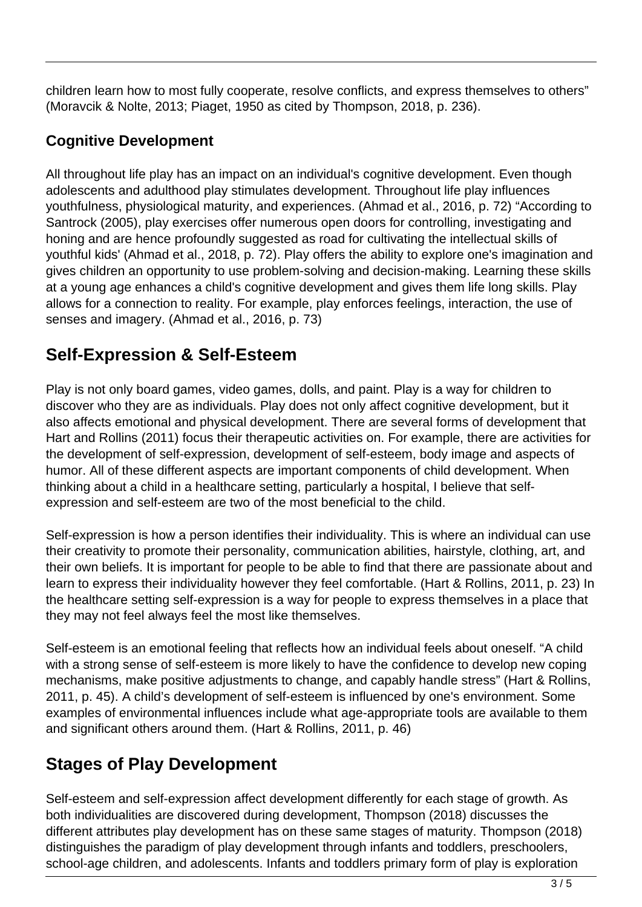children learn how to most fully cooperate, resolve conflicts, and express themselves to others" (Moravcik & Nolte, 2013; Piaget, 1950 as cited by Thompson, 2018, p. 236).

### Cognitive Development

All throughout life play has an impact on an individual's cognitive development. Even though adolescents and adulthood play stimulates development. Throughout life play influences youthfulness, physiological maturity, and experiences. (Ahmad et al., 2016, p. 72) "According to Santrock (2005), play exercises offer numerous open doors for controlling, investigating and honing and are hence profoundly suggested as road for cultivating the intellectual skills of youthful kids' (Ahmad et al., 2018, p. 72). Play offers the ability to explore one's imagination and gives children an opportunity to use problem-solving and decision-making. Learning these skills at a young age enhances a child's cognitive development and gives them life long skills. Play allows for a connection to reality. For example, play enforces feelings, interaction, the use of senses and imagery. (Ahmad et al., 2016, p. 73)

## Self-Expression & Self-Esteem

Play is not only board games, video games, dolls, and paint. Play is a way for children to discover who they are as individuals. Play does not only affect cognitive development, but it also affects emotional and physical development. There are several forms of development that Hart and Rollins (2011) focus their therapeutic activities on. For example, there are activities for the development of self-expression, development of self-esteem, body image and aspects of humor. All of these different aspects are important components of child development. When thinking about a child in a healthcare setting, particularly a hospital, I believe that self-expression and self-esteem are two of the most beneficial to the child.

Self-expression is how a person identifies their individuality. This is where an individual can use their creativity to promote their personality, communication abilities, hairstyle, clothing, art, and their own beliefs. It is important for people to be able to find that there are passionate about and learn to express their individuality however they feel comfortable. (Hart & Rollins, 2011, p. 23) In the healthcare setting self-expression is a way for people to express themselves in a place that they may not feel always feel the most like themselves.

Self-esteem is an emotional feeling that reflects how an individual feels about oneself. "A child with a strong sense of self-esteem is more likely to have the confidence to develop new coping mechanisms, make positive adjustments to change, and capably handle stress" (Hart & Rollins, 2011, p. 45). A child's development of self-esteem is influenced by one's environment. Some examples of environmental influences include what age-appropriate tools are available to them and significant others around them. (Hart & Rollins, 2011, p. 46)

## Stages of Play Development

Self-esteem and self-expression affect development differently for each stage of growth. As both individualities are discovered during development, Thompson (2018) discusses the different attributes play development has on these same stages of maturity. Thompson (2018) distinguishes the paradigm of play development through infants and toddlers, preschoolers, school-age children, and adolescents. Infants and toddlers primary form of play is exploration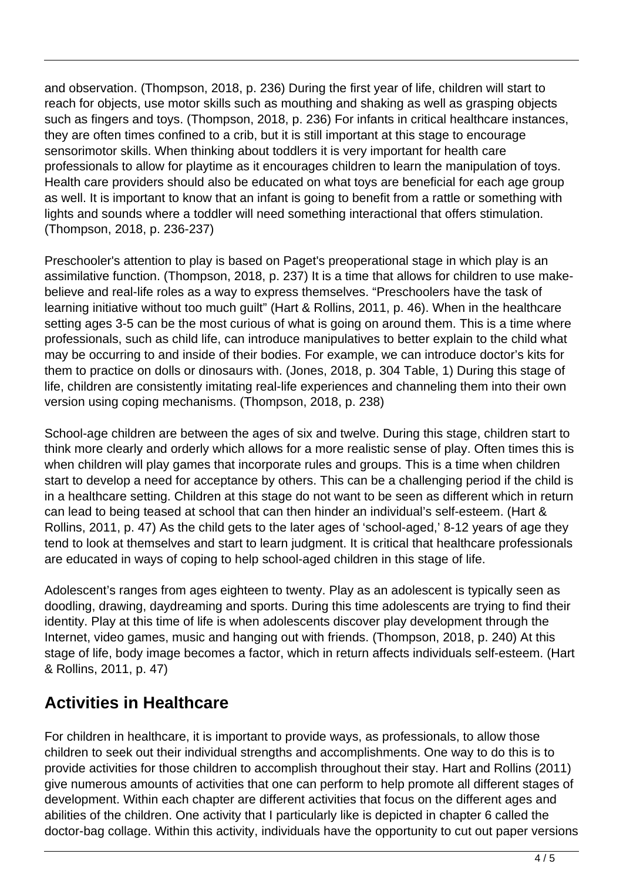and observation. (Thompson, 2018, p. 236) During the first year of life, children will start to reach for objects, use motor skills such as mouthing and shaking as well as grasping objects such as fingers and toys. (Thompson, 2018, p. 236) For infants in critical healthcare instances, they are often times confined to a crib, but it is still important at this stage to encourage sensorimotor skills. When thinking about toddlers it is very important for health care professionals to allow for playtime as it encourages children to learn the manipulation of toys. Health care providers should also be educated on what toys are beneficial for each age group as well. It is important to know that an infant is going to benefit from a rattle or something with lights and sounds where a toddler will need something interactional that offers stimulation. (Thompson, 2018, p. 236-237)

Preschooler's attention to play is based on Paget's preoperational stage in which play is an assimilative function. (Thompson, 2018, p. 237) It is a time that allows for children to use make-believe and real-life roles as a way to express themselves. "Preschoolers have the task of learning initiative without too much guilt" (Hart & Rollins, 2011, p. 46). When in the healthcare setting ages 3-5 can be the most curious of what is going on around them. This is a time where professionals, such as child life, can introduce manipulatives to better explain to the child what may be occurring to and inside of their bodies. For example, we can introduce doctor's kits for them to practice on dolls or dinosaurs with. (Jones, 2018, p. 304 Table, 1) During this stage of life, children are consistently imitating real-life experiences and channeling them into their own version using coping mechanisms. (Thompson, 2018, p. 238)

School-age children are between the ages of six and twelve. During this stage, children start to think more clearly and orderly which allows for a more realistic sense of play. Often times this is when children will play games that incorporate rules and groups. This is a time when children start to develop a need for acceptance by others. This can be a challenging period if the child is in a healthcare setting. Children at this stage do not want to be seen as different which in return can lead to being teased at school that can then hinder an individual's self-esteem. (Hart & Rollins, 2011, p. 47) As the child gets to the later ages of 'school-aged,' 8-12 years of age they tend to look at themselves and start to learn judgment. It is critical that healthcare professionals are educated in ways of coping to help school-aged children in this stage of life.

Adolescent's ranges from ages eighteen to twenty. Play as an adolescent is typically seen as doodling, drawing, daydreaming and sports. During this time adolescents are trying to find their identity. Play at this time of life is when adolescents discover play development through the Internet, video games, music and hanging out with friends. (Thompson, 2018, p. 240) At this stage of life, body image becomes a factor, which in return affects individuals self-esteem. (Hart & Rollins, 2011, p. 47)

## Activities in Healthcare

For children in healthcare, it is important to provide ways, as professionals, to allow those children to seek out their individual strengths and accomplishments. One way to do this is to provide activities for those children to accomplish throughout their stay. Hart and Rollins (2011) give numerous amounts of activities that one can perform to help promote all different stages of development. Within each chapter are different activities that focus on the different ages and abilities of the children. One activity that I particularly like is depicted in chapter 6 called the doctor-bag collage. Within this activity, individuals have the opportunity to cut out paper versions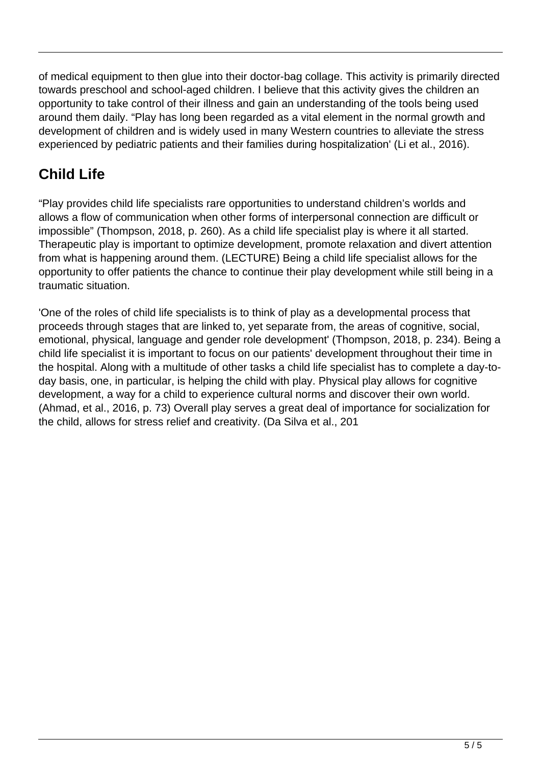of medical equipment to then glue into their doctor-bag collage. This activity is primarily directed towards preschool and school-aged children. I believe that this activity gives the children an opportunity to take control of their illness and gain an understanding of the tools being used around them daily. “Play has long been regarded as a vital element in the normal growth and development of children and is widely used in many Western countries to alleviate the stress experienced by pediatric patients and their families during hospitalization' (Li et al., 2016).

## Child Life

“Play provides child life specialists rare opportunities to understand children’s worlds and allows a flow of communication when other forms of interpersonal connection are difficult or impossible” (Thompson, 2018, p. 260). As a child life specialist play is where it all started. Therapeutic play is important to optimize development, promote relaxation and divert attention from what is happening around them. (LECTURE) Being a child life specialist allows for the opportunity to offer patients the chance to continue their play development while still being in a traumatic situation.

'One of the roles of child life specialists is to think of play as a developmental process that proceeds through stages that are linked to, yet separate from, the areas of cognitive, social, emotional, physical, language and gender role development' (Thompson, 2018, p. 234). Being a child life specialist it is important to focus on our patients' development throughout their time in the hospital. Along with a multitude of other tasks a child life specialist has to complete a day-to-day basis, one, in particular, is helping the child with play. Physical play allows for cognitive development, a way for a child to experience cultural norms and discover their own world. (Ahmad, et al., 2016, p. 73) Overall play serves a great deal of importance for socialization for the child, allows for stress relief and creativity. (Da Silva et al., 201